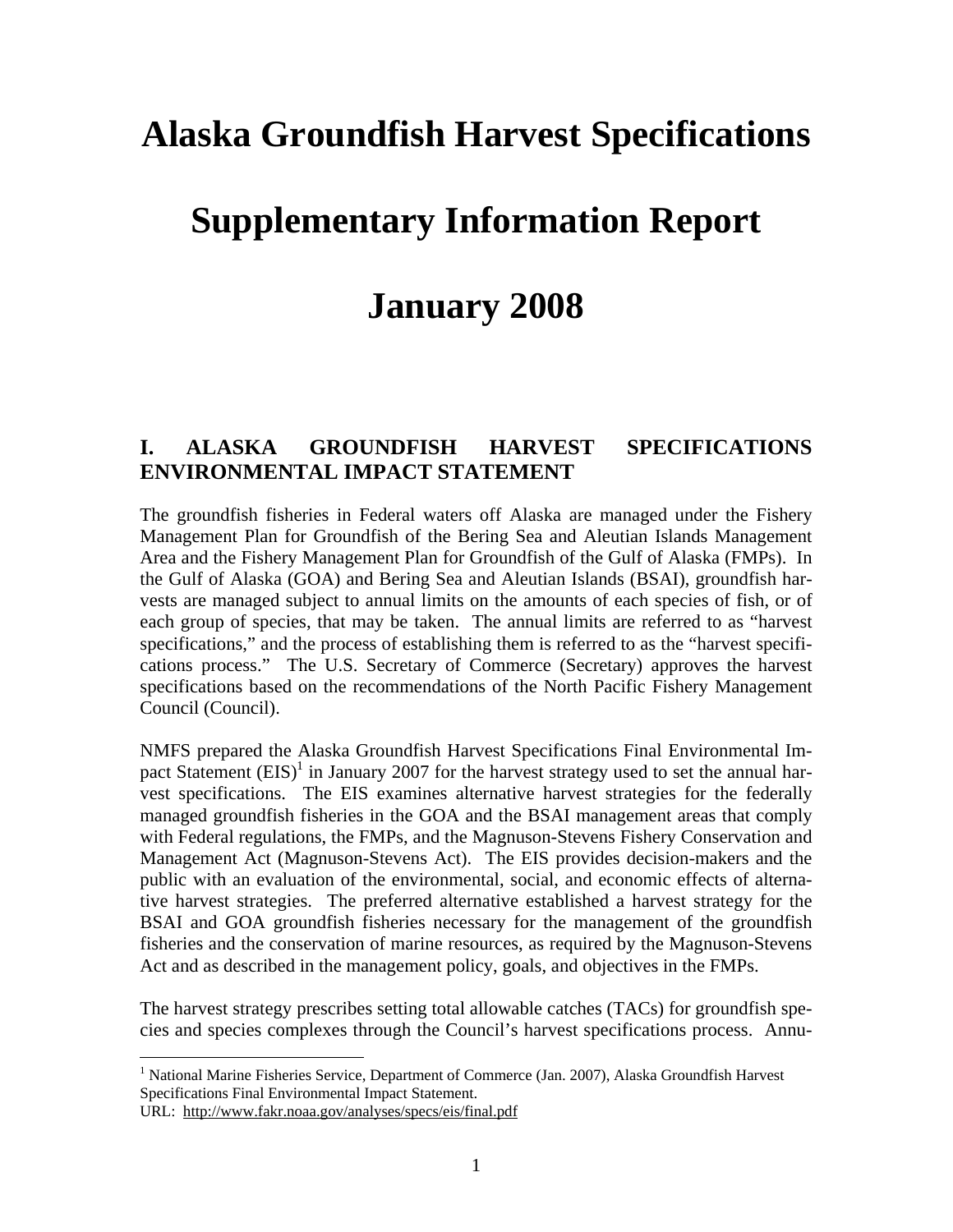# Alaska Groundfish Harvest Specifications

# Supplementary Information Report

# January 2008

## I. ALASKA GROUNDFISH HARVEST SPECIFICATIONS ENVIRONMENTAL IMPACT STATEMENT

The groundfish fisheries in Federal waters off Alaska are managed under the Fishery Management Plan for Groundfish of the Bering Sea and Aleutian Islands Management Area and the Fishery Management Plan for Groundfish of the Gulf of Alaska (FMPs). In the Gulf of Alaska (GOA) and Bering Sea and Aleutian Islands (BSAI), groundfish harvests are managed subject to annual limits on the amounts of each species of fish, or of each group of species, that may be taken. The annual limits are referred to as "harvest specifications," and the process of establishing them is referred to as the "harvest specifications process." The U.S. Secretary of Commerce (Secretary) approves the harvest specifications based on the recommendations of the North Pacific Fishery Management Council (Council).

NMFS prepared the Alaska Groundfish Harvest Specifications Final Environmental Impact Statement (EIS)[1] in January 2007 for the harvest strategy used to set the annual harvest specifications. The EIS examines alternative harvest strategies for the federally managed groundfish fisheries in the GOA and the BSAI management areas that comply with Federal regulations, the FMPs, and the Magnuson-Stevens Fishery Conservation and Management Act (Magnuson-Stevens Act). The EIS provides decision-makers and the public with an evaluation of the environmental, social, and economic effects of alternative harvest strategies. The preferred alternative established a harvest strategy for the BSAI and GOA groundfish fisheries necessary for the management of the groundfish fisheries and the conservation of marine resources, as required by the Magnuson-Stevens Act and as described in the management policy, goals, and objectives in the FMPs.

The harvest strategy prescribes setting total allowable catches (TACs) for groundfish species and species complexes through the Council's harvest specifications process. Annu-

[1] National Marine Fisheries Service, Department of Commerce (Jan. 2007), Alaska Groundfish Harvest Specifications Final Environmental Impact Statement.
URL: http://www.fakr.noaa.gov/analyses/specs/eis/final.pdf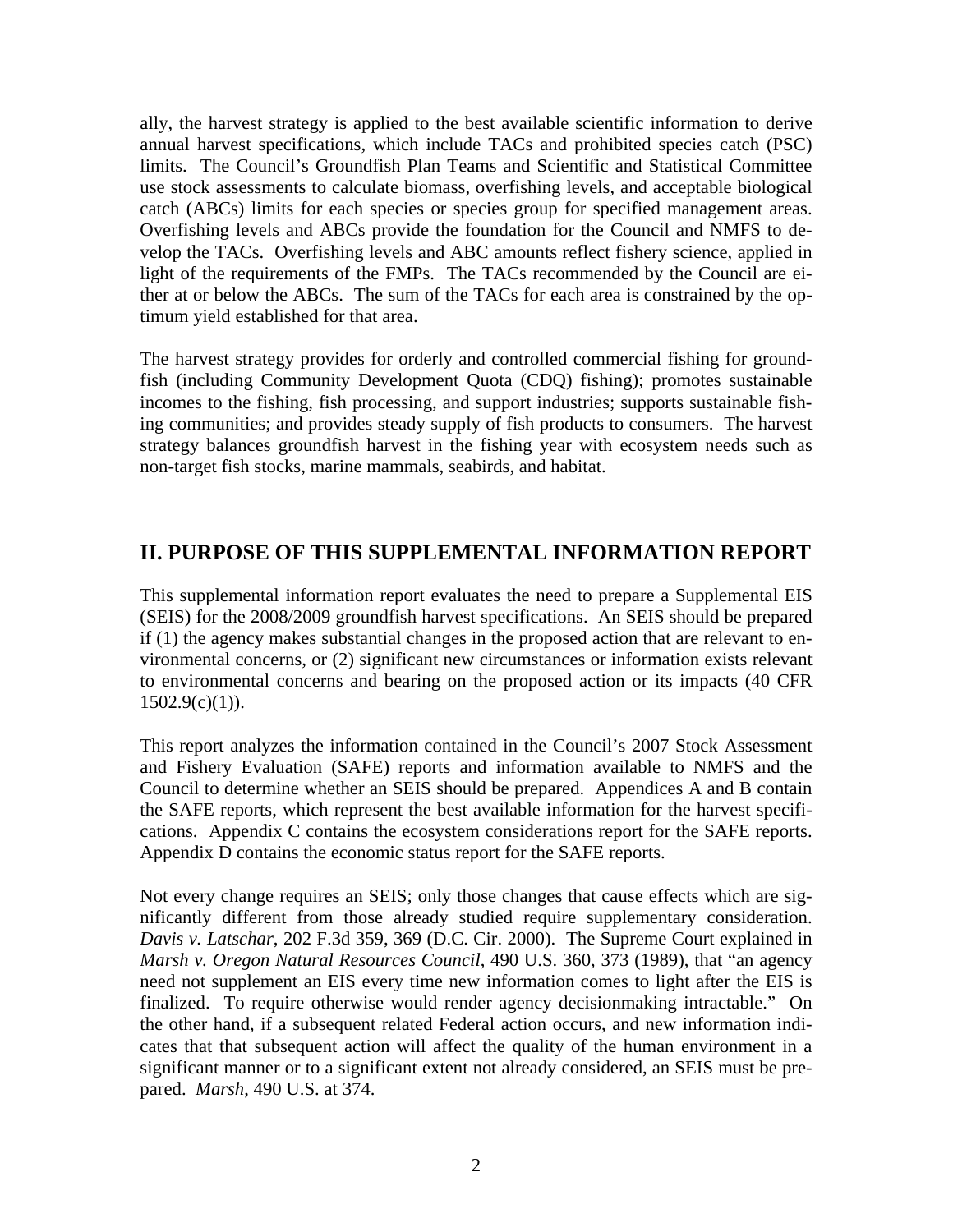ally, the harvest strategy is applied to the best available scientific information to derive annual harvest specifications, which include TACs and prohibited species catch (PSC) limits. The Council's Groundfish Plan Teams and Scientific and Statistical Committee use stock assessments to calculate biomass, overfishing levels, and acceptable biological catch (ABCs) limits for each species or species group for specified management areas. Overfishing levels and ABCs provide the foundation for the Council and NMFS to develop the TACs. Overfishing levels and ABC amounts reflect fishery science, applied in light of the requirements of the FMPs. The TACs recommended by the Council are either at or below the ABCs. The sum of the TACs for each area is constrained by the optimum yield established for that area.

The harvest strategy provides for orderly and controlled commercial fishing for groundfish (including Community Development Quota (CDQ) fishing); promotes sustainable incomes to the fishing, fish processing, and support industries; supports sustainable fishing communities; and provides steady supply of fish products to consumers. The harvest strategy balances groundfish harvest in the fishing year with ecosystem needs such as non-target fish stocks, marine mammals, seabirds, and habitat.

## II. PURPOSE OF THIS SUPPLEMENTAL INFORMATION REPORT

This supplemental information report evaluates the need to prepare a Supplemental EIS (SEIS) for the 2008/2009 groundfish harvest specifications. An SEIS should be prepared if (1) the agency makes substantial changes in the proposed action that are relevant to environmental concerns, or (2) significant new circumstances or information exists relevant to environmental concerns and bearing on the proposed action or its impacts (40 CFR 1502.9(c)(1)).

This report analyzes the information contained in the Council's 2007 Stock Assessment and Fishery Evaluation (SAFE) reports and information available to NMFS and the Council to determine whether an SEIS should be prepared. Appendices A and B contain the SAFE reports, which represent the best available information for the harvest specifications. Appendix C contains the ecosystem considerations report for the SAFE reports. Appendix D contains the economic status report for the SAFE reports.

Not every change requires an SEIS; only those changes that cause effects which are significantly different from those already studied require supplementary consideration. *Davis v. Latschar*, 202 F.3d 359, 369 (D.C. Cir. 2000). The Supreme Court explained in *Marsh v. Oregon Natural Resources Council*, 490 U.S. 360, 373 (1989), that "an agency need not supplement an EIS every time new information comes to light after the EIS is finalized. To require otherwise would render agency decisionmaking intractable." On the other hand, if a subsequent related Federal action occurs, and new information indicates that that subsequent action will affect the quality of the human environment in a significant manner or to a significant extent not already considered, an SEIS must be prepared. *Marsh*, 490 U.S. at 374.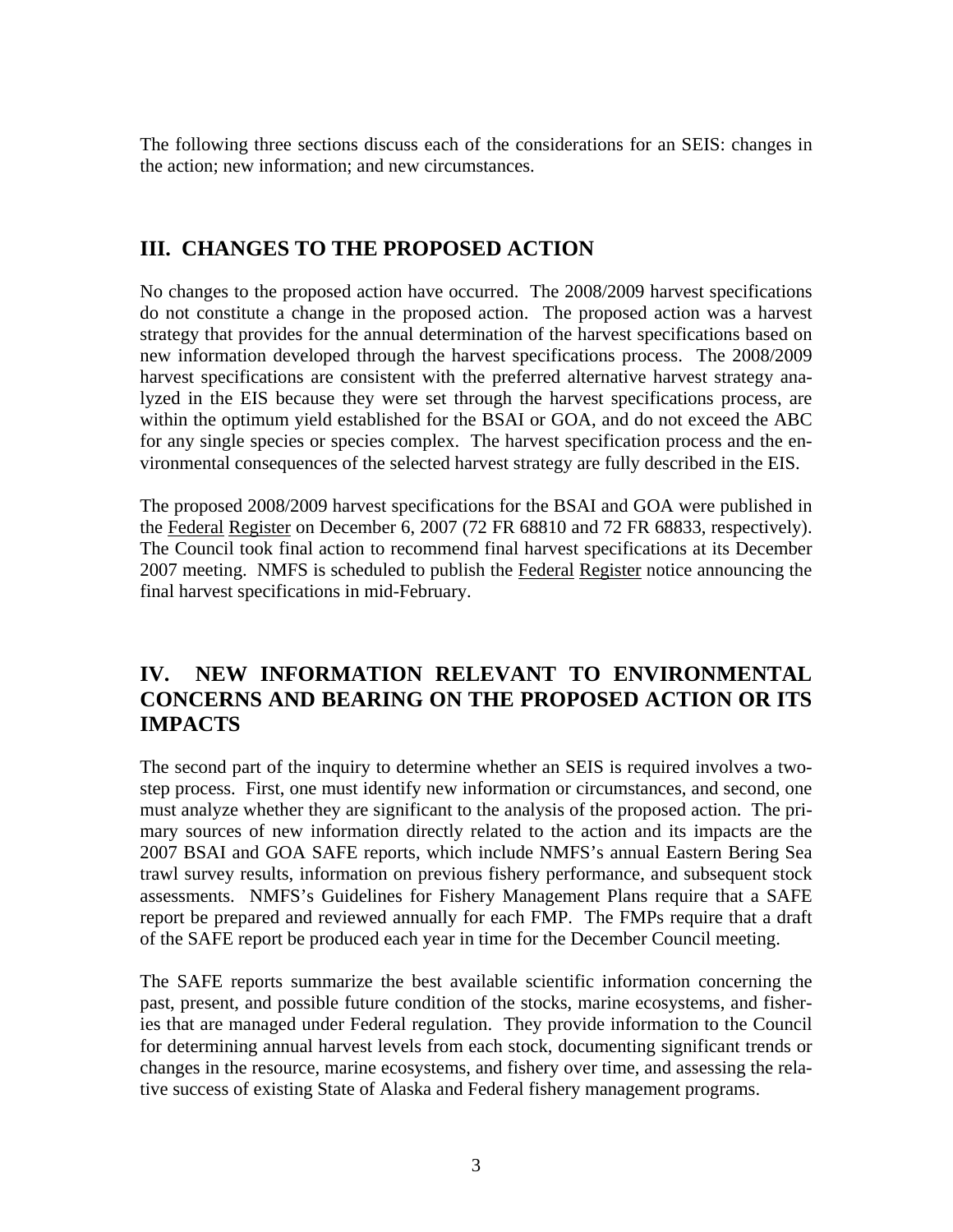The following three sections discuss each of the considerations for an SEIS: changes in the action; new information; and new circumstances.

## III. CHANGES TO THE PROPOSED ACTION

No changes to the proposed action have occurred. The 2008/2009 harvest specifications do not constitute a change in the proposed action. The proposed action was a harvest strategy that provides for the annual determination of the harvest specifications based on new information developed through the harvest specifications process. The 2008/2009 harvest specifications are consistent with the preferred alternative harvest strategy analyzed in the EIS because they were set through the harvest specifications process, are within the optimum yield established for the BSAI or GOA, and do not exceed the ABC for any single species or species complex. The harvest specification process and the environmental consequences of the selected harvest strategy are fully described in the EIS.

The proposed 2008/2009 harvest specifications for the BSAI and GOA were published in the Federal Register on December 6, 2007 (72 FR 68810 and 72 FR 68833, respectively). The Council took final action to recommend final harvest specifications at its December 2007 meeting. NMFS is scheduled to publish the Federal Register notice announcing the final harvest specifications in mid-February.

## IV. NEW INFORMATION RELEVANT TO ENVIRONMENTAL CONCERNS AND BEARING ON THE PROPOSED ACTION OR ITS IMPACTS

The second part of the inquiry to determine whether an SEIS is required involves a two-step process. First, one must identify new information or circumstances, and second, one must analyze whether they are significant to the analysis of the proposed action. The primary sources of new information directly related to the action and its impacts are the 2007 BSAI and GOA SAFE reports, which include NMFS's annual Eastern Bering Sea trawl survey results, information on previous fishery performance, and subsequent stock assessments. NMFS's Guidelines for Fishery Management Plans require that a SAFE report be prepared and reviewed annually for each FMP. The FMPs require that a draft of the SAFE report be produced each year in time for the December Council meeting.

The SAFE reports summarize the best available scientific information concerning the past, present, and possible future condition of the stocks, marine ecosystems, and fisheries that are managed under Federal regulation. They provide information to the Council for determining annual harvest levels from each stock, documenting significant trends or changes in the resource, marine ecosystems, and fishery over time, and assessing the relative success of existing State of Alaska and Federal fishery management programs.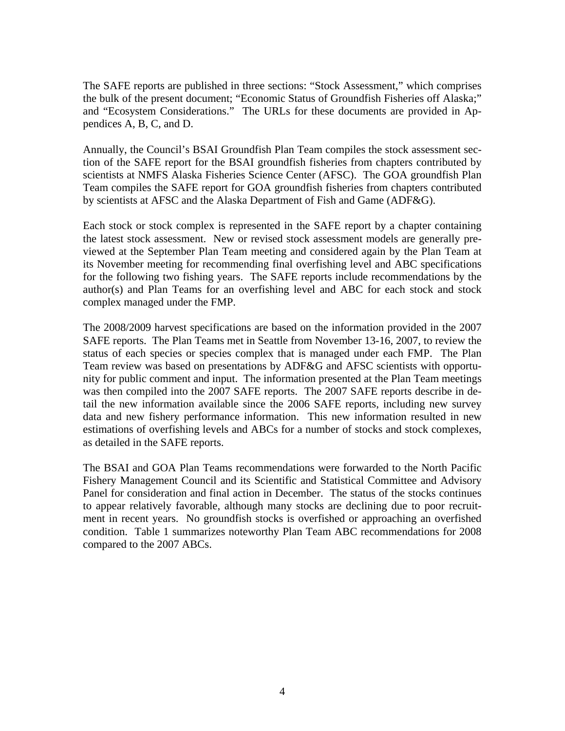The SAFE reports are published in three sections: "Stock Assessment," which comprises the bulk of the present document; "Economic Status of Groundfish Fisheries off Alaska;" and "Ecosystem Considerations." The URLs for these documents are provided in Appendices A, B, C, and D.

Annually, the Council's BSAI Groundfish Plan Team compiles the stock assessment section of the SAFE report for the BSAI groundfish fisheries from chapters contributed by scientists at NMFS Alaska Fisheries Science Center (AFSC). The GOA groundfish Plan Team compiles the SAFE report for GOA groundfish fisheries from chapters contributed by scientists at AFSC and the Alaska Department of Fish and Game (ADF&G).

Each stock or stock complex is represented in the SAFE report by a chapter containing the latest stock assessment. New or revised stock assessment models are generally previewed at the September Plan Team meeting and considered again by the Plan Team at its November meeting for recommending final overfishing level and ABC specifications for the following two fishing years. The SAFE reports include recommendations by the author(s) and Plan Teams for an overfishing level and ABC for each stock and stock complex managed under the FMP.

The 2008/2009 harvest specifications are based on the information provided in the 2007 SAFE reports. The Plan Teams met in Seattle from November 13-16, 2007, to review the status of each species or species complex that is managed under each FMP. The Plan Team review was based on presentations by ADF&G and AFSC scientists with opportunity for public comment and input. The information presented at the Plan Team meetings was then compiled into the 2007 SAFE reports. The 2007 SAFE reports describe in detail the new information available since the 2006 SAFE reports, including new survey data and new fishery performance information. This new information resulted in new estimations of overfishing levels and ABCs for a number of stocks and stock complexes, as detailed in the SAFE reports.

The BSAI and GOA Plan Teams recommendations were forwarded to the North Pacific Fishery Management Council and its Scientific and Statistical Committee and Advisory Panel for consideration and final action in December. The status of the stocks continues to appear relatively favorable, although many stocks are declining due to poor recruitment in recent years. No groundfish stocks is overfished or approaching an overfished condition. Table 1 summarizes noteworthy Plan Team ABC recommendations for 2008 compared to the 2007 ABCs.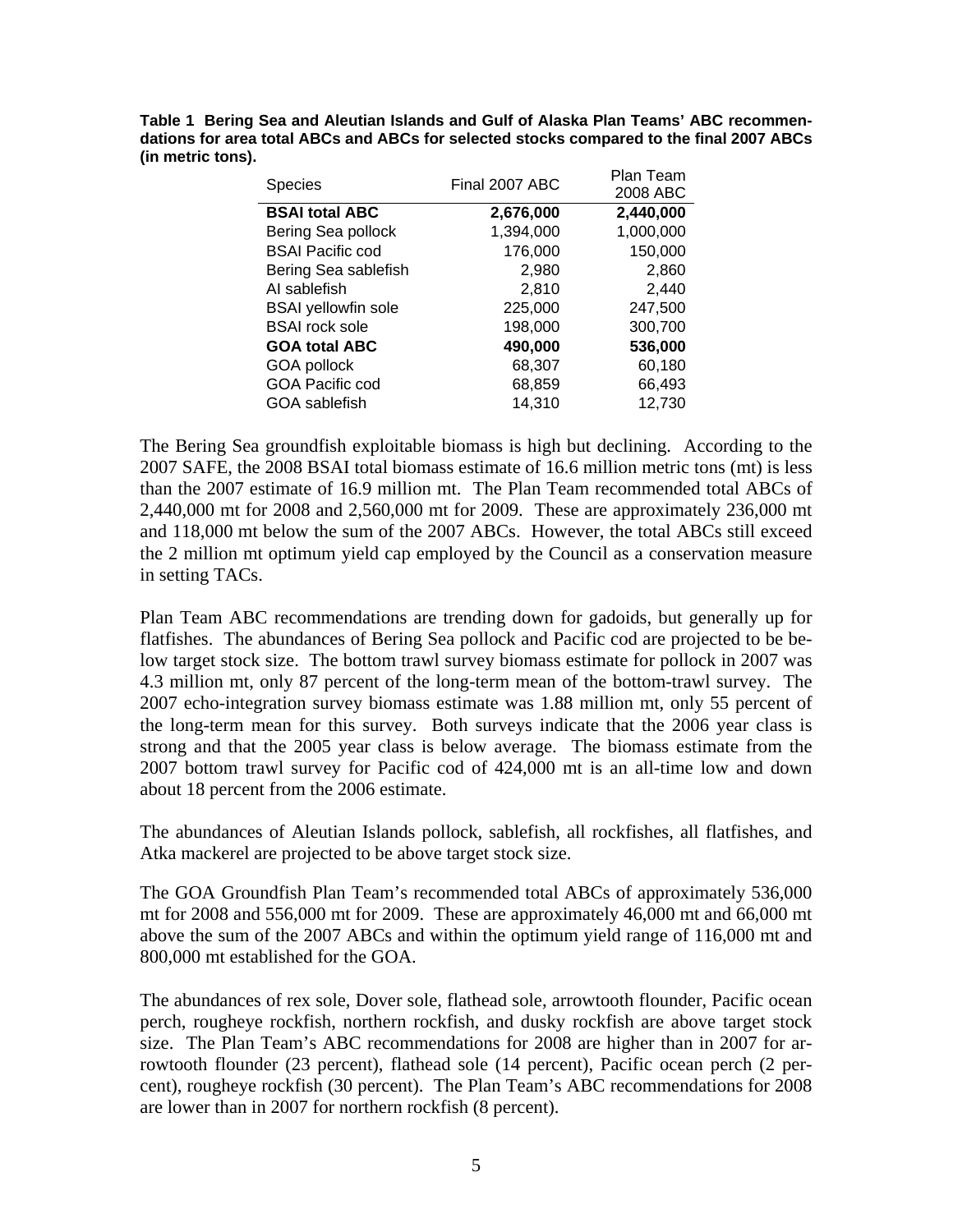**Table 1 Bering Sea and Aleutian Islands and Gulf of Alaska Plan Teams' ABC recommendations for area total ABCs and ABCs for selected stocks compared to the final 2007 ABCs (in metric tons).**

| Species | Final 2007 ABC | Plan Team 2008 ABC |
|---|---|---|
| **BSAI total ABC** | **2,676,000** | **2,440,000** |
| Bering Sea pollock | 1,394,000 | 1,000,000 |
| BSAI Pacific cod | 176,000 | 150,000 |
| Bering Sea sablefish | 2,980 | 2,860 |
| AI sablefish | 2,810 | 2,440 |
| BSAI yellowfin sole | 225,000 | 247,500 |
| BSAI rock sole | 198,000 | 300,700 |
| **GOA total ABC** | **490,000** | **536,000** |
| GOA pollock | 68,307 | 60,180 |
| GOA Pacific cod | 68,859 | 66,493 |
| GOA sablefish | 14,310 | 12,730 |

The Bering Sea groundfish exploitable biomass is high but declining. According to the 2007 SAFE, the 2008 BSAI total biomass estimate of 16.6 million metric tons (mt) is less than the 2007 estimate of 16.9 million mt. The Plan Team recommended total ABCs of 2,440,000 mt for 2008 and 2,560,000 mt for 2009. These are approximately 236,000 mt and 118,000 mt below the sum of the 2007 ABCs. However, the total ABCs still exceed the 2 million mt optimum yield cap employed by the Council as a conservation measure in setting TACs.

Plan Team ABC recommendations are trending down for gadoids, but generally up for flatfishes. The abundances of Bering Sea pollock and Pacific cod are projected to be below target stock size. The bottom trawl survey biomass estimate for pollock in 2007 was 4.3 million mt, only 87 percent of the long-term mean of the bottom-trawl survey. The 2007 echo-integration survey biomass estimate was 1.88 million mt, only 55 percent of the long-term mean for this survey. Both surveys indicate that the 2006 year class is strong and that the 2005 year class is below average. The biomass estimate from the 2007 bottom trawl survey for Pacific cod of 424,000 mt is an all-time low and down about 18 percent from the 2006 estimate.

The abundances of Aleutian Islands pollock, sablefish, all rockfishes, all flatfishes, and Atka mackerel are projected to be above target stock size.

The GOA Groundfish Plan Team's recommended total ABCs of approximately 536,000 mt for 2008 and 556,000 mt for 2009. These are approximately 46,000 mt and 66,000 mt above the sum of the 2007 ABCs and within the optimum yield range of 116,000 mt and 800,000 mt established for the GOA.

The abundances of rex sole, Dover sole, flathead sole, arrowtooth flounder, Pacific ocean perch, rougheye rockfish, northern rockfish, and dusky rockfish are above target stock size. The Plan Team's ABC recommendations for 2008 are higher than in 2007 for arrowtooth flounder (23 percent), flathead sole (14 percent), Pacific ocean perch (2 percent), rougheye rockfish (30 percent). The Plan Team's ABC recommendations for 2008 are lower than in 2007 for northern rockfish (8 percent).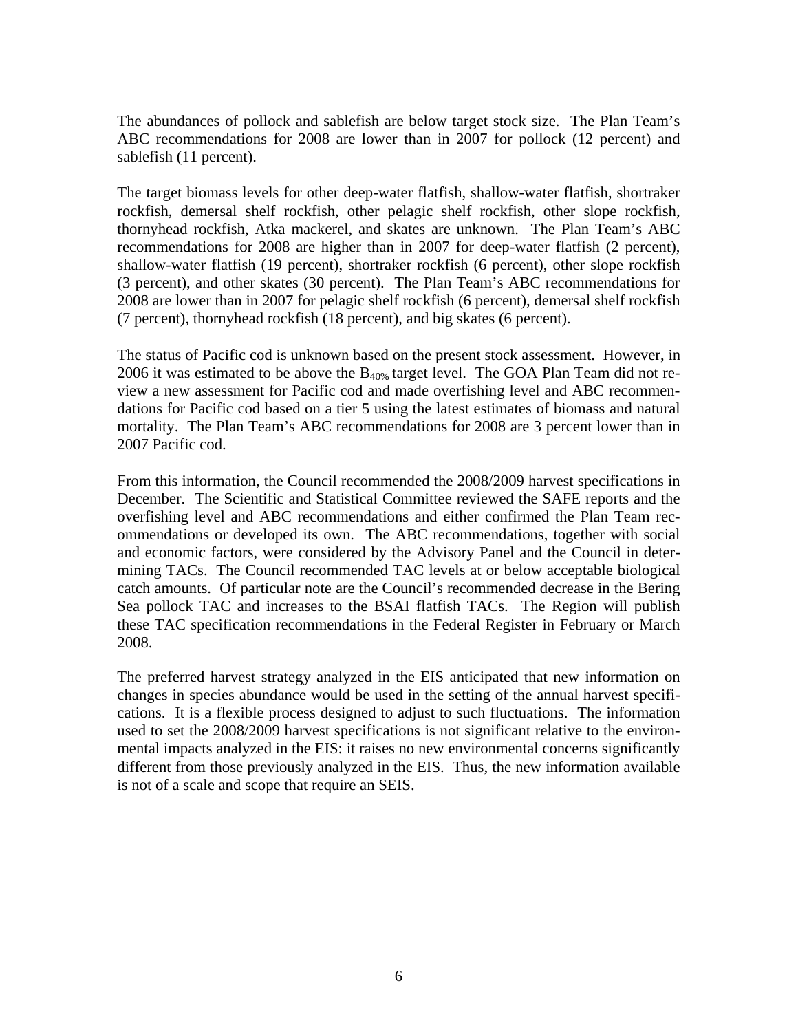The abundances of pollock and sablefish are below target stock size. The Plan Team's ABC recommendations for 2008 are lower than in 2007 for pollock (12 percent) and sablefish (11 percent).

The target biomass levels for other deep-water flatfish, shallow-water flatfish, shortraker rockfish, demersal shelf rockfish, other pelagic shelf rockfish, other slope rockfish, thornyhead rockfish, Atka mackerel, and skates are unknown. The Plan Team's ABC recommendations for 2008 are higher than in 2007 for deep-water flatfish (2 percent), shallow-water flatfish (19 percent), shortraker rockfish (6 percent), other slope rockfish (3 percent), and other skates (30 percent). The Plan Team's ABC recommendations for 2008 are lower than in 2007 for pelagic shelf rockfish (6 percent), demersal shelf rockfish (7 percent), thornyhead rockfish (18 percent), and big skates (6 percent).

The status of Pacific cod is unknown based on the present stock assessment. However, in 2006 it was estimated to be above the $B_{40\%}$ target level. The GOA Plan Team did not review a new assessment for Pacific cod and made overfishing level and ABC recommendations for Pacific cod based on a tier 5 using the latest estimates of biomass and natural mortality. The Plan Team's ABC recommendations for 2008 are 3 percent lower than in 2007 Pacific cod.

From this information, the Council recommended the 2008/2009 harvest specifications in December. The Scientific and Statistical Committee reviewed the SAFE reports and the overfishing level and ABC recommendations and either confirmed the Plan Team recommendations or developed its own. The ABC recommendations, together with social and economic factors, were considered by the Advisory Panel and the Council in determining TACs. The Council recommended TAC levels at or below acceptable biological catch amounts. Of particular note are the Council's recommended decrease in the Bering Sea pollock TAC and increases to the BSAI flatfish TACs. The Region will publish these TAC specification recommendations in the Federal Register in February or March 2008.

The preferred harvest strategy analyzed in the EIS anticipated that new information on changes in species abundance would be used in the setting of the annual harvest specifications. It is a flexible process designed to adjust to such fluctuations. The information used to set the 2008/2009 harvest specifications is not significant relative to the environmental impacts analyzed in the EIS: it raises no new environmental concerns significantly different from those previously analyzed in the EIS. Thus, the new information available is not of a scale and scope that require an SEIS.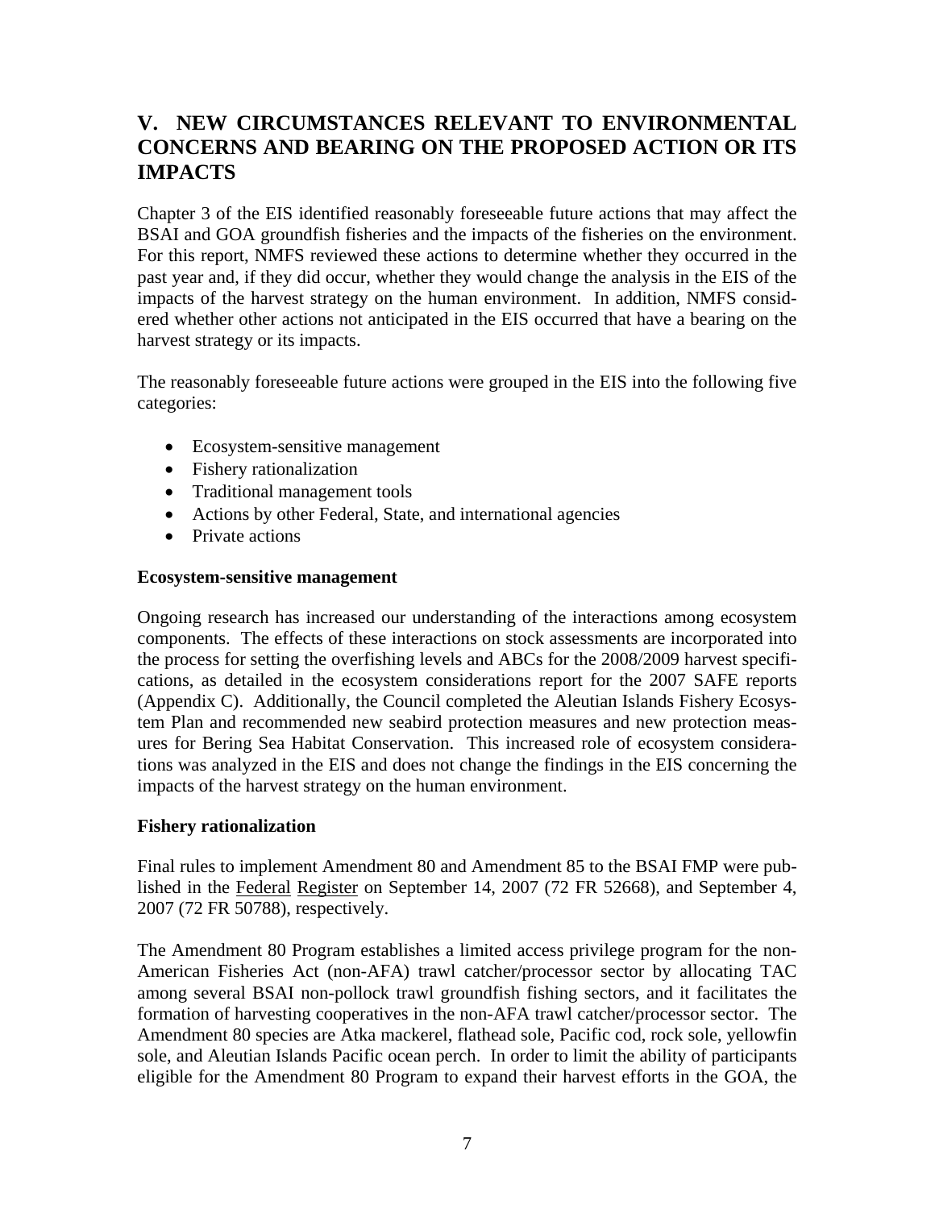## V. NEW CIRCUMSTANCES RELEVANT TO ENVIRONMENTAL CONCERNS AND BEARING ON THE PROPOSED ACTION OR ITS IMPACTS

Chapter 3 of the EIS identified reasonably foreseeable future actions that may affect the BSAI and GOA groundfish fisheries and the impacts of the fisheries on the environment. For this report, NMFS reviewed these actions to determine whether they occurred in the past year and, if they did occur, whether they would change the analysis in the EIS of the impacts of the harvest strategy on the human environment. In addition, NMFS considered whether other actions not anticipated in the EIS occurred that have a bearing on the harvest strategy or its impacts.

The reasonably foreseeable future actions were grouped in the EIS into the following five categories:

- Ecosystem-sensitive management
- Fishery rationalization
- Traditional management tools
- Actions by other Federal, State, and international agencies
- Private actions

**Ecosystem-sensitive management**

Ongoing research has increased our understanding of the interactions among ecosystem components. The effects of these interactions on stock assessments are incorporated into the process for setting the overfishing levels and ABCs for the 2008/2009 harvest specifications, as detailed in the ecosystem considerations report for the 2007 SAFE reports (Appendix C). Additionally, the Council completed the Aleutian Islands Fishery Ecosystem Plan and recommended new seabird protection measures and new protection measures for Bering Sea Habitat Conservation. This increased role of ecosystem considerations was analyzed in the EIS and does not change the findings in the EIS concerning the impacts of the harvest strategy on the human environment.

**Fishery rationalization**

Final rules to implement Amendment 80 and Amendment 85 to the BSAI FMP were published in the Federal Register on September 14, 2007 (72 FR 52668), and September 4, 2007 (72 FR 50788), respectively.

The Amendment 80 Program establishes a limited access privilege program for the non-American Fisheries Act (non-AFA) trawl catcher/processor sector by allocating TAC among several BSAI non-pollock trawl groundfish fishing sectors, and it facilitates the formation of harvesting cooperatives in the non-AFA trawl catcher/processor sector. The Amendment 80 species are Atka mackerel, flathead sole, Pacific cod, rock sole, yellowfin sole, and Aleutian Islands Pacific ocean perch. In order to limit the ability of participants eligible for the Amendment 80 Program to expand their harvest efforts in the GOA, the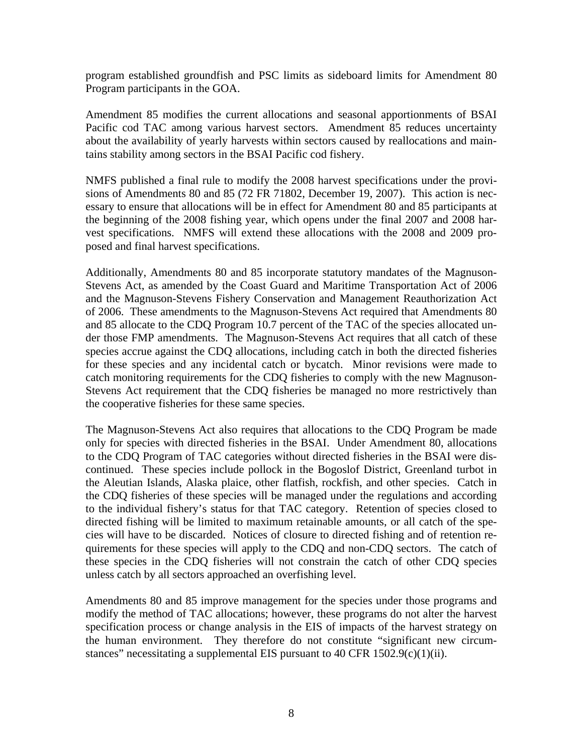program established groundfish and PSC limits as sideboard limits for Amendment 80 Program participants in the GOA.

Amendment 85 modifies the current allocations and seasonal apportionments of BSAI Pacific cod TAC among various harvest sectors. Amendment 85 reduces uncertainty about the availability of yearly harvests within sectors caused by reallocations and maintains stability among sectors in the BSAI Pacific cod fishery.

NMFS published a final rule to modify the 2008 harvest specifications under the provisions of Amendments 80 and 85 (72 FR 71802, December 19, 2007). This action is necessary to ensure that allocations will be in effect for Amendment 80 and 85 participants at the beginning of the 2008 fishing year, which opens under the final 2007 and 2008 harvest specifications. NMFS will extend these allocations with the 2008 and 2009 proposed and final harvest specifications.

Additionally, Amendments 80 and 85 incorporate statutory mandates of the Magnuson-Stevens Act, as amended by the Coast Guard and Maritime Transportation Act of 2006 and the Magnuson-Stevens Fishery Conservation and Management Reauthorization Act of 2006. These amendments to the Magnuson-Stevens Act required that Amendments 80 and 85 allocate to the CDQ Program 10.7 percent of the TAC of the species allocated under those FMP amendments. The Magnuson-Stevens Act requires that all catch of these species accrue against the CDQ allocations, including catch in both the directed fisheries for these species and any incidental catch or bycatch. Minor revisions were made to catch monitoring requirements for the CDQ fisheries to comply with the new Magnuson-Stevens Act requirement that the CDQ fisheries be managed no more restrictively than the cooperative fisheries for these same species.

The Magnuson-Stevens Act also requires that allocations to the CDQ Program be made only for species with directed fisheries in the BSAI. Under Amendment 80, allocations to the CDQ Program of TAC categories without directed fisheries in the BSAI were discontinued. These species include pollock in the Bogoslof District, Greenland turbot in the Aleutian Islands, Alaska plaice, other flatfish, rockfish, and other species. Catch in the CDQ fisheries of these species will be managed under the regulations and according to the individual fishery's status for that TAC category. Retention of species closed to directed fishing will be limited to maximum retainable amounts, or all catch of the species will have to be discarded. Notices of closure to directed fishing and of retention requirements for these species will apply to the CDQ and non-CDQ sectors. The catch of these species in the CDQ fisheries will not constrain the catch of other CDQ species unless catch by all sectors approached an overfishing level.

Amendments 80 and 85 improve management for the species under those programs and modify the method of TAC allocations; however, these programs do not alter the harvest specification process or change analysis in the EIS of impacts of the harvest strategy on the human environment. They therefore do not constitute "significant new circumstances" necessitating a supplemental EIS pursuant to 40 CFR 1502.9(c)(1)(ii).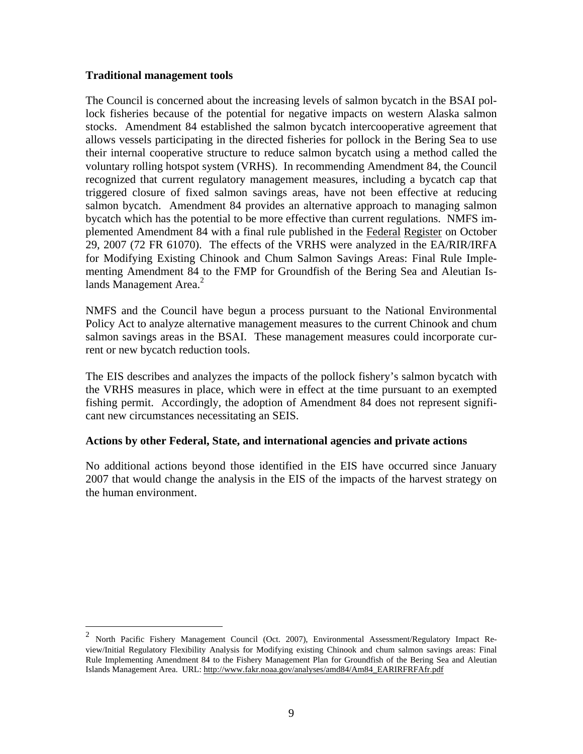**Traditional management tools**

The Council is concerned about the increasing levels of salmon bycatch in the BSAI pollock fisheries because of the potential for negative impacts on western Alaska salmon stocks. Amendment 84 established the salmon bycatch intercooperative agreement that allows vessels participating in the directed fisheries for pollock in the Bering Sea to use their internal cooperative structure to reduce salmon bycatch using a method called the voluntary rolling hotspot system (VRHS). In recommending Amendment 84, the Council recognized that current regulatory management measures, including a bycatch cap that triggered closure of fixed salmon savings areas, have not been effective at reducing salmon bycatch. Amendment 84 provides an alternative approach to managing salmon bycatch which has the potential to be more effective than current regulations. NMFS implemented Amendment 84 with a final rule published in the Federal Register on October 29, 2007 (72 FR 61070). The effects of the VRHS were analyzed in the EA/RIR/IRFA for Modifying Existing Chinook and Chum Salmon Savings Areas: Final Rule Implementing Amendment 84 to the FMP for Groundfish of the Bering Sea and Aleutian Islands Management Area.[2]

NMFS and the Council have begun a process pursuant to the National Environmental Policy Act to analyze alternative management measures to the current Chinook and chum salmon savings areas in the BSAI. These management measures could incorporate current or new bycatch reduction tools.

The EIS describes and analyzes the impacts of the pollock fishery's salmon bycatch with the VRHS measures in place, which were in effect at the time pursuant to an exempted fishing permit. Accordingly, the adoption of Amendment 84 does not represent significant new circumstances necessitating an SEIS.

**Actions by other Federal, State, and international agencies and private actions**

No additional actions beyond those identified in the EIS have occurred since January 2007 that would change the analysis in the EIS of the impacts of the harvest strategy on the human environment.

---

[2] North Pacific Fishery Management Council (Oct. 2007), Environmental Assessment/Regulatory Impact Review/Initial Regulatory Flexibility Analysis for Modifying existing Chinook and chum salmon savings areas: Final Rule Implementing Amendment 84 to the Fishery Management Plan for Groundfish of the Bering Sea and Aleutian Islands Management Area. URL: http://www.fakr.noaa.gov/analyses/amd84/Am84_EARIRFRFAfr.pdf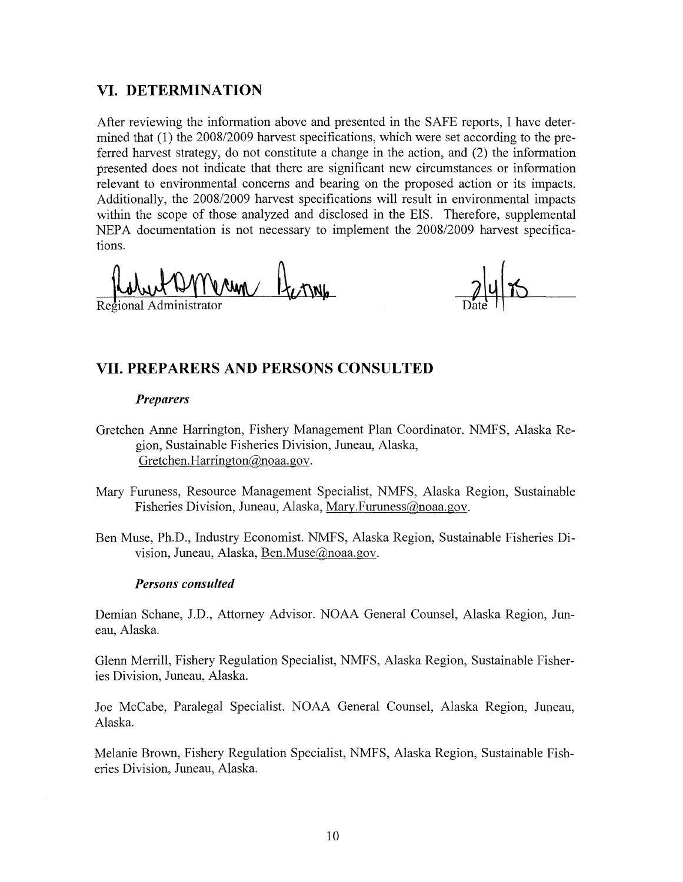## VI. DETERMINATION

After reviewing the information above and presented in the SAFE reports, I have determined that (1) the 2008/2009 harvest specifications, which were set according to the preferred harvest strategy, do not constitute a change in the action, and (2) the information presented does not indicate that there are significant new circumstances or information relevant to environmental concerns and bearing on the proposed action or its impacts. Additionally, the 2008/2009 harvest specifications will result in environmental impacts within the scope of those analyzed and disclosed in the EIS. Therefore, supplemental NEPA documentation is not necessary to implement the 2008/2009 harvest specifications.

Robert D Mecum Acting
Regional Administrator

2/4/08
Date

## VII. PREPARERS AND PERSONS CONSULTED

### *Preparers*

Gretchen Anne Harrington, Fishery Management Plan Coordinator. NMFS, Alaska Region, Sustainable Fisheries Division, Juneau, Alaska, Gretchen.Harrington@noaa.gov.

Mary Furuness, Resource Management Specialist, NMFS, Alaska Region, Sustainable Fisheries Division, Juneau, Alaska, Mary.Furuness@noaa.gov.

Ben Muse, Ph.D., Industry Economist. NMFS, Alaska Region, Sustainable Fisheries Division, Juneau, Alaska, Ben.Muse@noaa.gov.

### *Persons consulted*

Demian Schane, J.D., Attorney Advisor. NOAA General Counsel, Alaska Region, Juneau, Alaska.

Glenn Merrill, Fishery Regulation Specialist, NMFS, Alaska Region, Sustainable Fisheries Division, Juneau, Alaska.

Joe McCabe, Paralegal Specialist. NOAA General Counsel, Alaska Region, Juneau, Alaska.

Melanie Brown, Fishery Regulation Specialist, NMFS, Alaska Region, Sustainable Fisheries Division, Juneau, Alaska.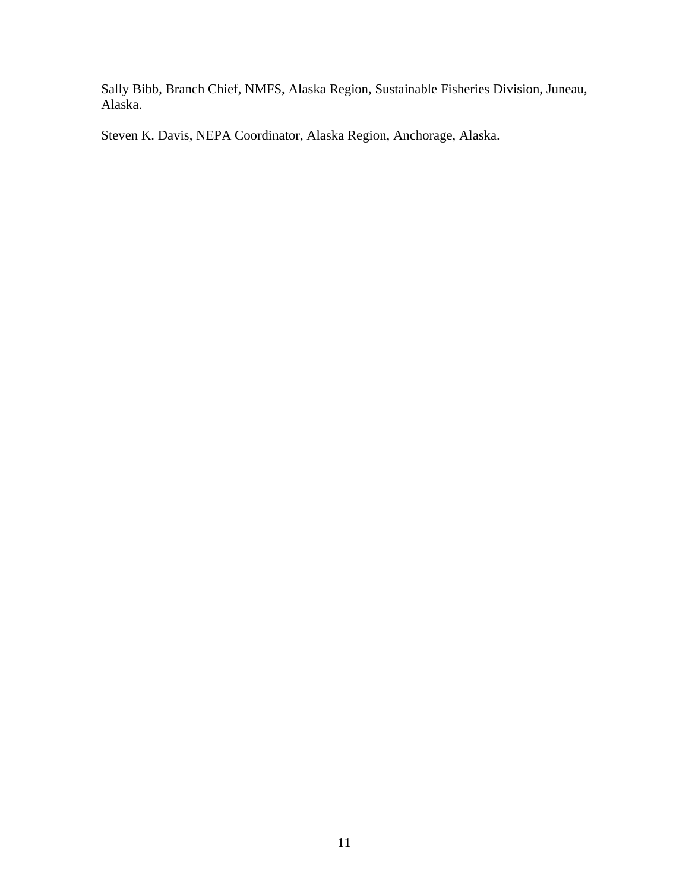Sally Bibb, Branch Chief, NMFS, Alaska Region, Sustainable Fisheries Division, Juneau, Alaska.

Steven K. Davis, NEPA Coordinator, Alaska Region, Anchorage, Alaska.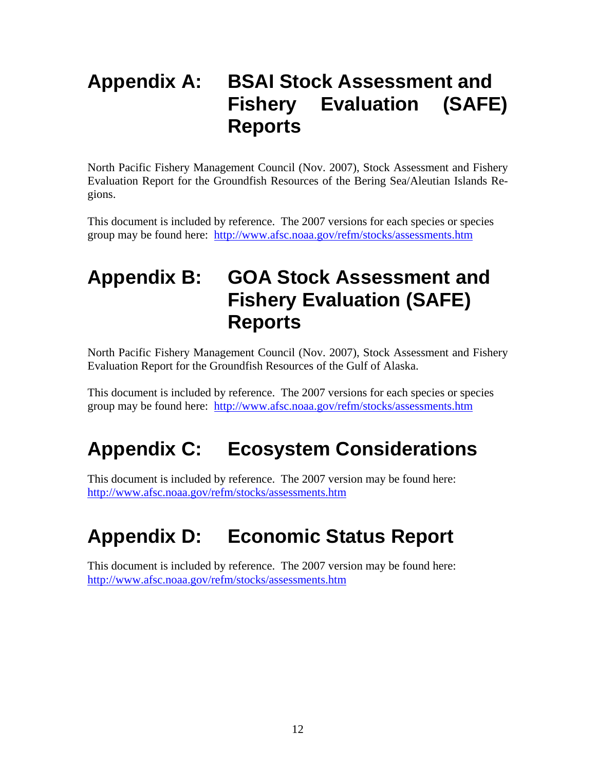# Appendix A: BSAI Stock Assessment and Fishery Evaluation (SAFE) Reports

North Pacific Fishery Management Council (Nov. 2007), Stock Assessment and Fishery Evaluation Report for the Groundfish Resources of the Bering Sea/Aleutian Islands Regions.

This document is included by reference. The 2007 versions for each species or species group may be found here: http://www.afsc.noaa.gov/refm/stocks/assessments.htm

# Appendix B: GOA Stock Assessment and Fishery Evaluation (SAFE) Reports

North Pacific Fishery Management Council (Nov. 2007), Stock Assessment and Fishery Evaluation Report for the Groundfish Resources of the Gulf of Alaska.

This document is included by reference. The 2007 versions for each species or species group may be found here: http://www.afsc.noaa.gov/refm/stocks/assessments.htm

# Appendix C: Ecosystem Considerations

This document is included by reference. The 2007 version may be found here: http://www.afsc.noaa.gov/refm/stocks/assessments.htm

# Appendix D: Economic Status Report

This document is included by reference. The 2007 version may be found here: http://www.afsc.noaa.gov/refm/stocks/assessments.htm